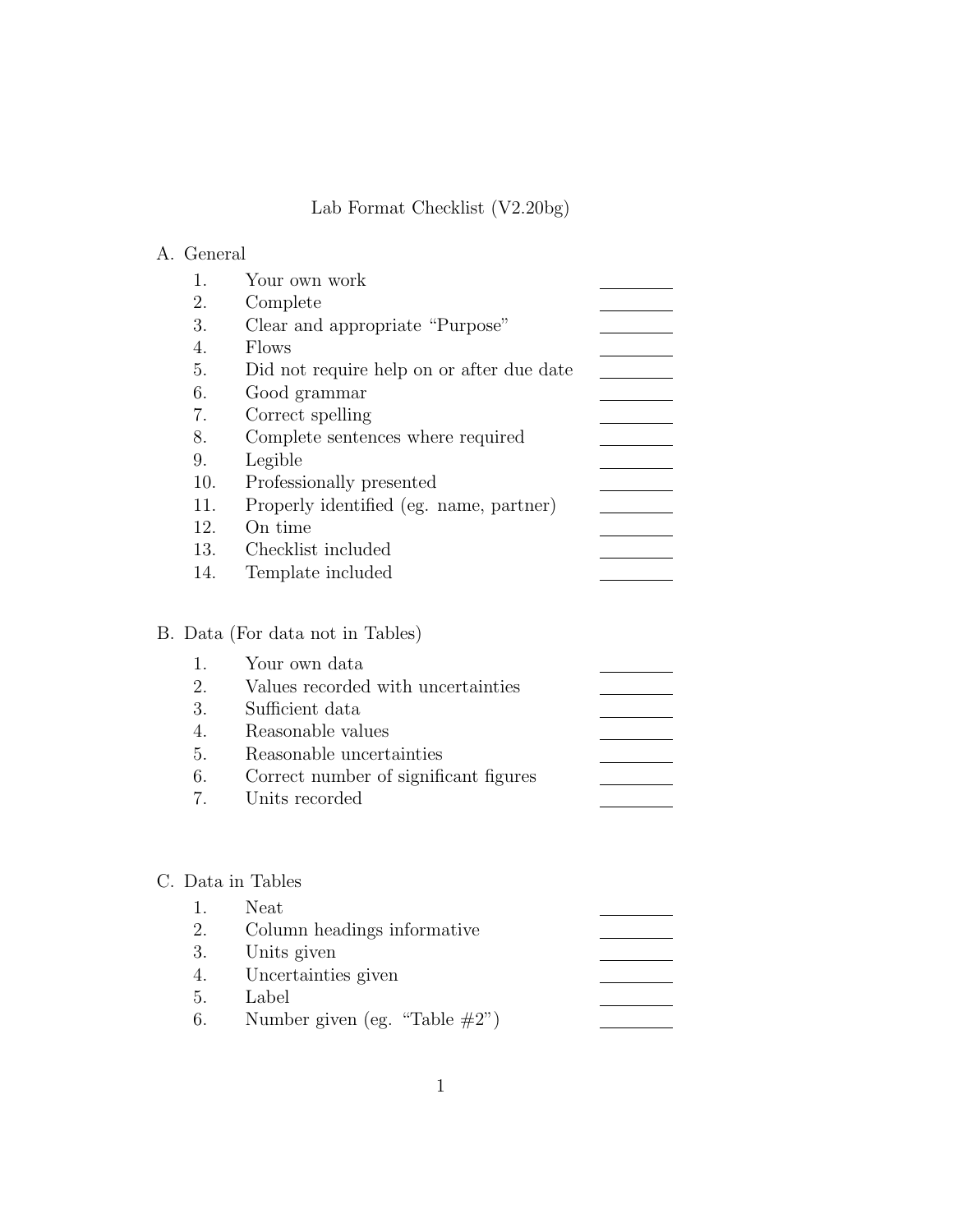# Lab Format Checklist (V2.20bg)

## A. General

1. Your own work \_\_\_\_\_\_\_\_
2. Complete \_\_\_\_\_\_\_\_
3. Clear and appropriate "Purpose" \_\_\_\_\_\_\_\_
4. Flows \_\_\_\_\_\_\_\_
5. Did not require help on or after due date \_\_\_\_\_\_\_\_
6. Good grammar \_\_\_\_\_\_\_\_
7. Correct spelling \_\_\_\_\_\_\_\_
8. Complete sentences where required \_\_\_\_\_\_\_\_
9. Legible \_\_\_\_\_\_\_\_
10. Professionally presented \_\_\_\_\_\_\_\_
11. Properly identified (eg. name, partner) \_\_\_\_\_\_\_\_
12. On time \_\_\_\_\_\_\_\_
13. Checklist included \_\_\_\_\_\_\_\_
14. Template included \_\_\_\_\_\_\_\_

## B. Data (For data not in Tables)

1. Your own data \_\_\_\_\_\_\_\_
2. Values recorded with uncertainties \_\_\_\_\_\_\_\_
3. Sufficient data \_\_\_\_\_\_\_\_
4. Reasonable values \_\_\_\_\_\_\_\_
5. Reasonable uncertainties \_\_\_\_\_\_\_\_
6. Correct number of significant figures \_\_\_\_\_\_\_\_
7. Units recorded \_\_\_\_\_\_\_\_

## C. Data in Tables

1. Neat \_\_\_\_\_\_\_\_
2. Column headings informative \_\_\_\_\_\_\_\_
3. Units given \_\_\_\_\_\_\_\_
4. Uncertainties given \_\_\_\_\_\_\_\_
5. Label \_\_\_\_\_\_\_\_
6. Number given (eg. "Table #2") \_\_\_\_\_\_\_\_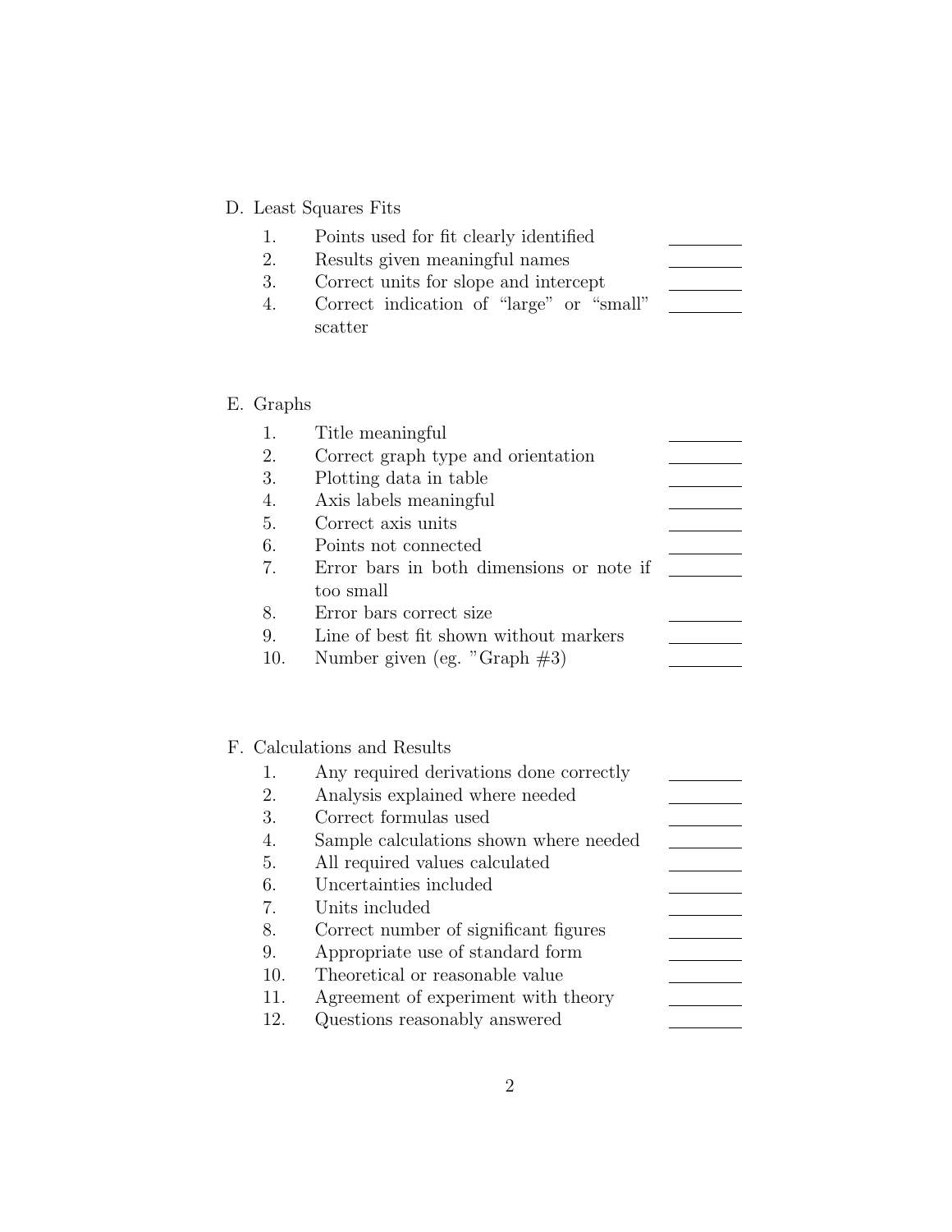D. Least Squares Fits

| | | |
|---|---|---|
| 1. | Points used for fit clearly identified | ________ |
| 2. | Results given meaningful names | ________ |
| 3. | Correct units for slope and intercept | ________ |
| 4. | Correct indication of “large” or “small” scatter | ________ |

E. Graphs

| | | |
|---|---|---|
| 1. | Title meaningful | ________ |
| 2. | Correct graph type and orientation | ________ |
| 3. | Plotting data in table | ________ |
| 4. | Axis labels meaningful | ________ |
| 5. | Correct axis units | ________ |
| 6. | Points not connected | ________ |
| 7. | Error bars in both dimensions or note if too small | ________ |
| 8. | Error bars correct size | ________ |
| 9. | Line of best fit shown without markers | ________ |
| 10. | Number given (eg. ”Graph #3) | ________ |

F. Calculations and Results

| | | |
|---|---|---|
| 1. | Any required derivations done correctly | ________ |
| 2. | Analysis explained where needed | ________ |
| 3. | Correct formulas used | ________ |
| 4. | Sample calculations shown where needed | ________ |
| 5. | All required values calculated | ________ |
| 6. | Uncertainties included | ________ |
| 7. | Units included | ________ |
| 8. | Correct number of significant figures | ________ |
| 9. | Appropriate use of standard form | ________ |
| 10. | Theoretical or reasonable value | ________ |
| 11. | Agreement of experiment with theory | ________ |
| 12. | Questions reasonably answered | ________ |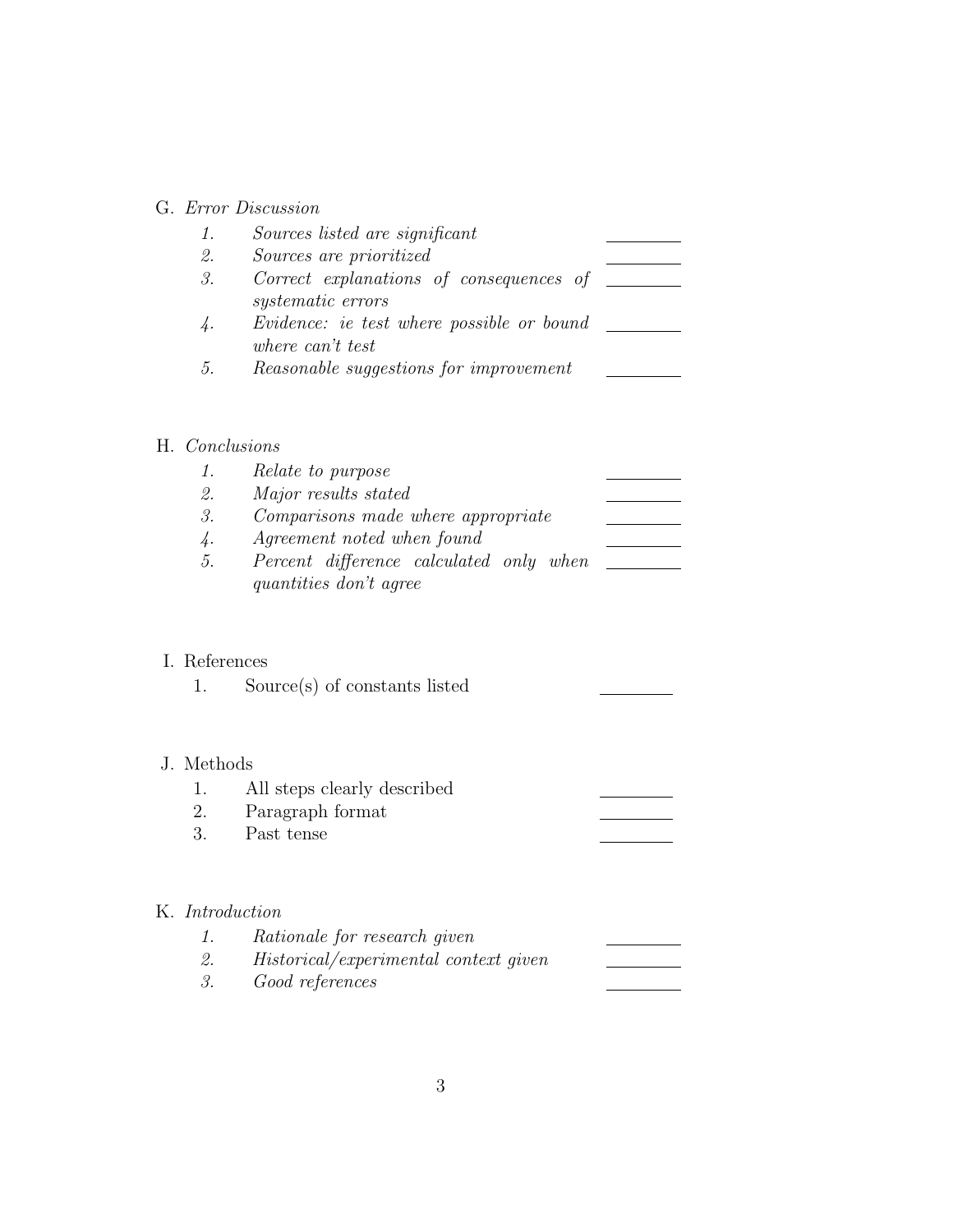G. *Error Discussion*

1. *Sources listed are significant* \_\_\_\_\_\_\_\_
2. *Sources are prioritized* \_\_\_\_\_\_\_\_
3. *Correct explanations of consequences of systematic errors* \_\_\_\_\_\_\_\_
4. *Evidence: ie test where possible or bound where can't test* \_\_\_\_\_\_\_\_
5. *Reasonable suggestions for improvement* \_\_\_\_\_\_\_\_

H. *Conclusions*

1. *Relate to purpose* \_\_\_\_\_\_\_\_
2. *Major results stated* \_\_\_\_\_\_\_\_
3. *Comparisons made where appropriate* \_\_\_\_\_\_\_\_
4. *Agreement noted when found* \_\_\_\_\_\_\_\_
5. *Percent difference calculated only when quantities don't agree* \_\_\_\_\_\_\_\_

I. References

1. Source(s) of constants listed \_\_\_\_\_\_\_\_

J. Methods

1. All steps clearly described \_\_\_\_\_\_\_\_
2. Paragraph format \_\_\_\_\_\_\_\_
3. Past tense \_\_\_\_\_\_\_\_

K. *Introduction*

1. *Rationale for research given* \_\_\_\_\_\_\_\_
2. *Historical/experimental context given* \_\_\_\_\_\_\_\_
3. *Good references* \_\_\_\_\_\_\_\_